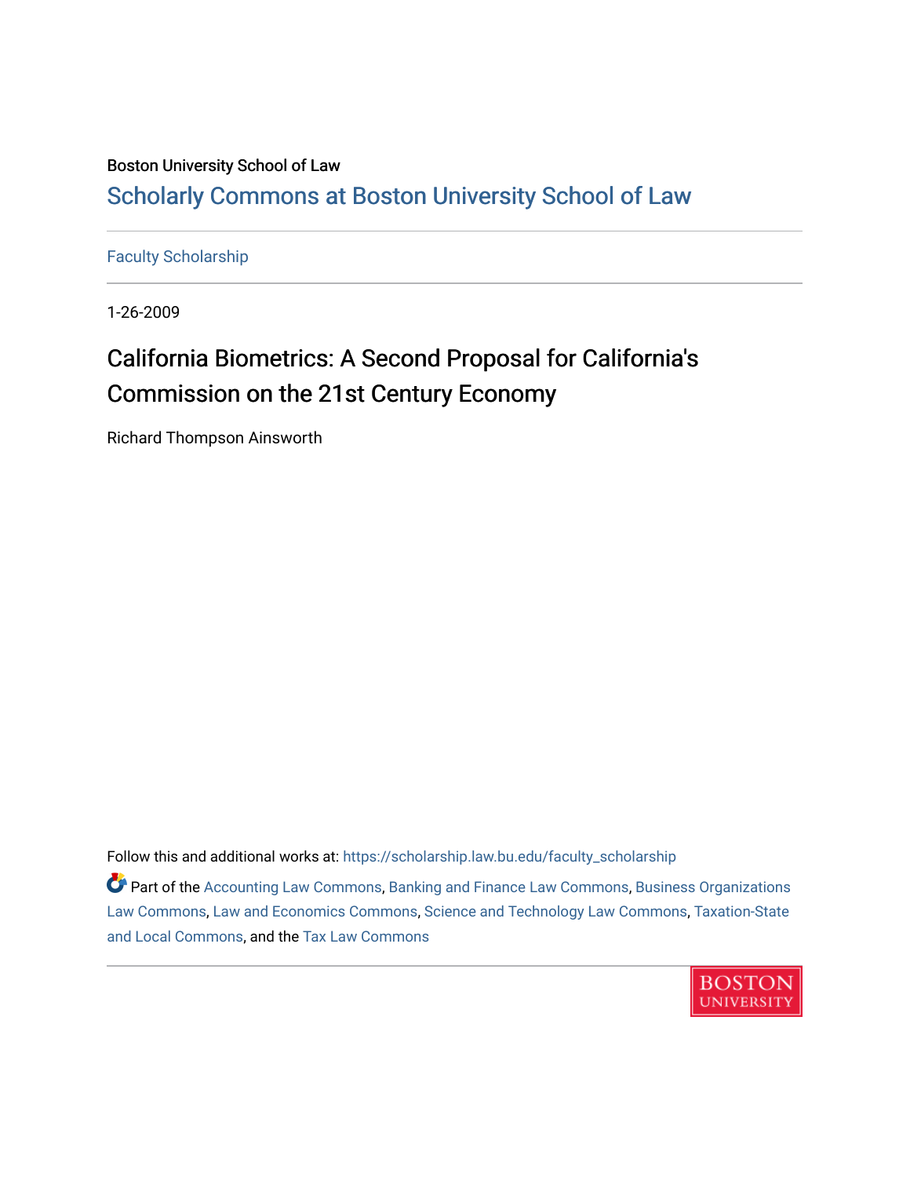Boston University School of Law

# Scholarly Commons at Boston University School of Law

Faculty Scholarship

1-26-2009

## California Biometrics: A Second Proposal for California's Commission on the 21st Century Economy

Richard Thompson Ainsworth

Follow this and additional works at: https://scholarship.law.bu.edu/faculty_scholarship

Part of the Accounting Law Commons, Banking and Finance Law Commons, Business Organizations Law Commons, Law and Economics Commons, Science and Technology Law Commons, Taxation-State and Local Commons, and the Tax Law Commons

BOSTON UNIVERSITY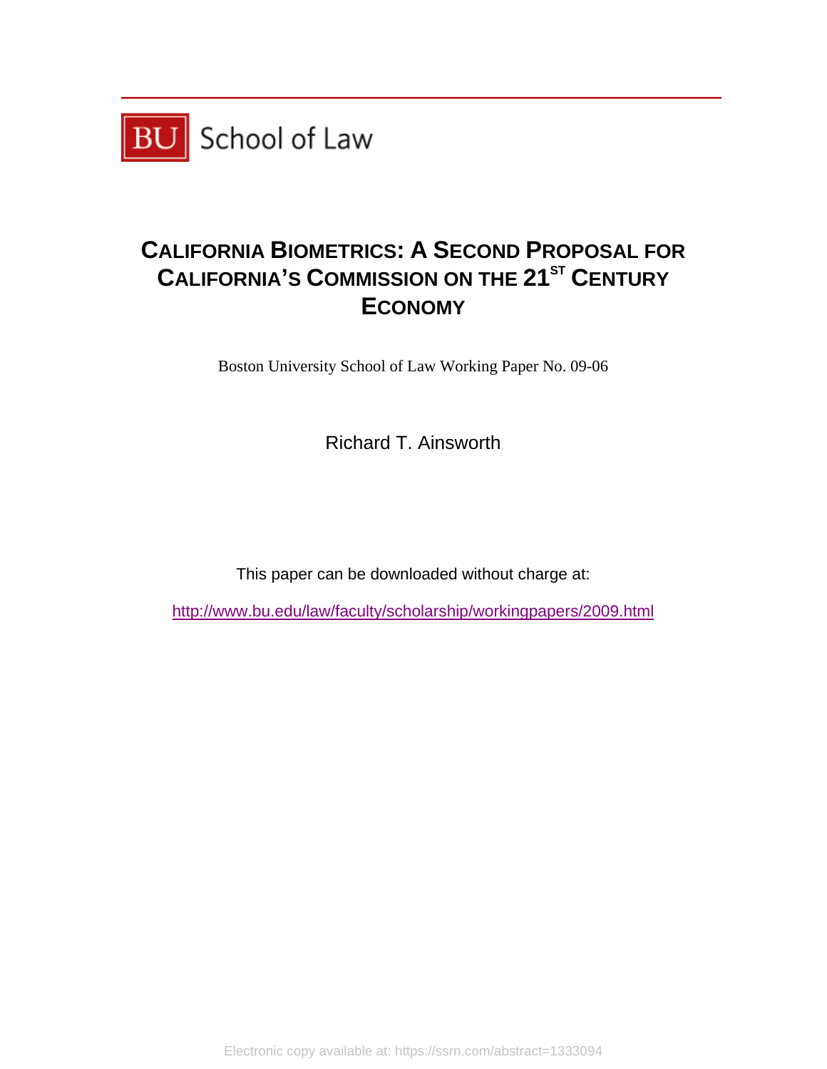BU School of Law

# CALIFORNIA BIOMETRICS: A SECOND PROPOSAL FOR CALIFORNIA'S COMMISSION ON THE 21ST CENTURY ECONOMY

Boston University School of Law Working Paper No. 09-06

Richard T. Ainsworth

This paper can be downloaded without charge at:

http://www.bu.edu/law/faculty/scholarship/workingpapers/2009.html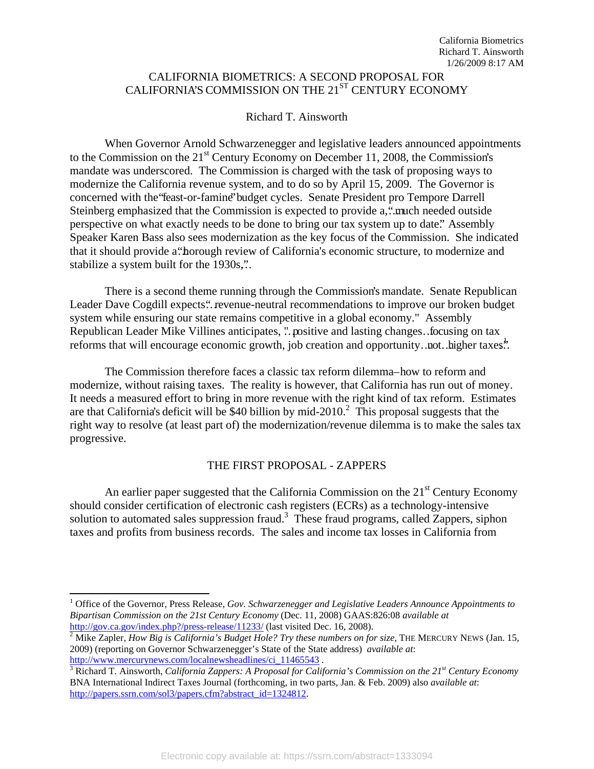# CALIFORNIA BIOMETRICS: A SECOND PROPOSAL FOR CALIFORNIA'S COMMISSION ON THE 21ST CENTURY ECONOMY

Richard T. Ainsworth

When Governor Arnold Schwarzenegger and legislative leaders announced appointments to the Commission on the 21st Century Economy on December 11, 2008, the Commission's mandate was underscored. The Commission is charged with the task of proposing ways to modernize the California revenue system, and to do so by April 15, 2009. The Governor is concerned with the "feast-or-famine" budget cycles. Senate President pro Tempore Darrell Steinberg emphasized that the Commission is expected to provide a, "...much needed outside perspective on what exactly needs to be done to bring our tax system up to date." Assembly Speaker Karen Bass also sees modernization as the key focus of the Commission. She indicated that it should provide a "thorough review of California's economic structure, to modernize and stabilize a system built for the 1930s,"...

There is a second theme running through the Commission's mandate. Senate Republican Leader Dave Cogdill expects "...revenue-neutral recommendations to improve our broken budget system while ensuring our state remains competitive in a global economy." Assembly Republican Leader Mike Villines anticipates, "...positive and lasting changes…focusing on tax reforms that will encourage economic growth, job creation and opportunity…not…higher taxes."[1]

The Commission therefore faces a classic tax reform dilemma–how to reform and modernize, without raising taxes. The reality is however, that California has run out of money. It needs a measured effort to bring in more revenue with the right kind of tax reform. Estimates are that California's deficit will be $40 billion by mid-2010.[2] This proposal suggests that the right way to resolve (at least part of) the modernization/revenue dilemma is to make the sales tax progressive.

## THE FIRST PROPOSAL - ZAPPERS

An earlier paper suggested that the California Commission on the 21st Century Economy should consider certification of electronic cash registers (ECRs) as a technology-intensive solution to automated sales suppression fraud.[3] These fraud programs, called Zappers, siphon taxes and profits from business records. The sales and income tax losses in California from

---

[1] Office of the Governor, Press Release, *Gov. Schwarzenegger and Legislative Leaders Announce Appointments to Bipartisan Commission on the 21st Century Economy* (Dec. 11, 2008) GAAS:826:08 *available at* http://gov.ca.gov/index.php?/press-release/11233/ (last visited Dec. 16, 2008).

[2] Mike Zapler, *How Big is California's Budget Hole? Try these numbers on for size,* THE MERCURY NEWS (Jan. 15, 2009) (reporting on Governor Schwarzenegger's State of the State address) *available at*: http://www.mercurynews.com/localnewsheadlines/ci_11465543 .

[3] Richard T. Ainsworth, *California Zappers: A Proposal for California's Commission on the 21st Century Economy* BNA International Indirect Taxes Journal (forthcoming, in two parts, Jan. & Feb. 2009) also *available at*: http://papers.ssrn.com/sol3/papers.cfm?abstract_id=1324812.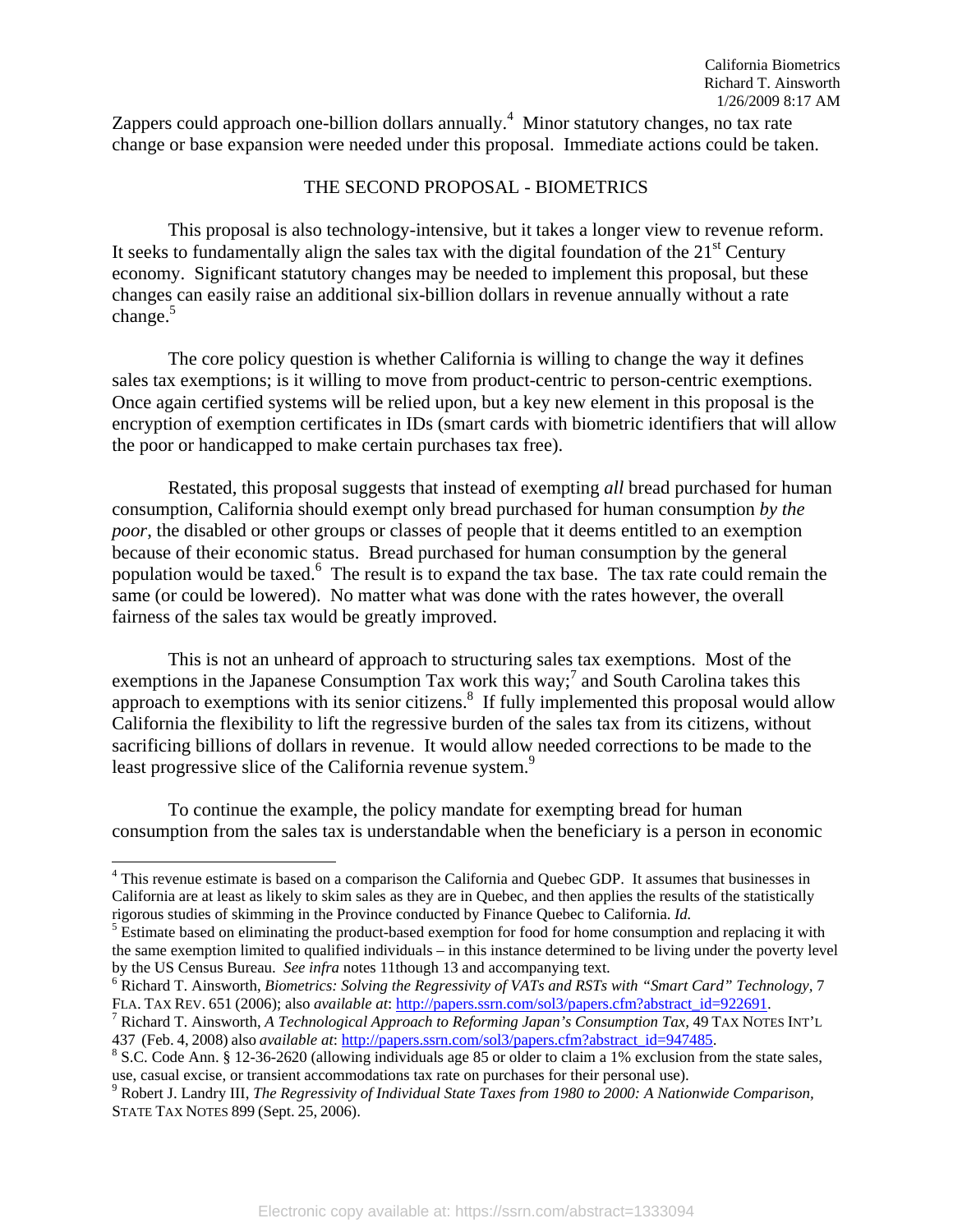Zappers could approach one-billion dollars annually.[4] Minor statutory changes, no tax rate change or base expansion were needed under this proposal. Immediate actions could be taken.

## THE SECOND PROPOSAL - BIOMETRICS

This proposal is also technology-intensive, but it takes a longer view to revenue reform. It seeks to fundamentally align the sales tax with the digital foundation of the 21st Century economy. Significant statutory changes may be needed to implement this proposal, but these changes can easily raise an additional six-billion dollars in revenue annually without a rate change.[5]

The core policy question is whether California is willing to change the way it defines sales tax exemptions; is it willing to move from product-centric to person-centric exemptions. Once again certified systems will be relied upon, but a key new element in this proposal is the encryption of exemption certificates in IDs (smart cards with biometric identifiers that will allow the poor or handicapped to make certain purchases tax free).

Restated, this proposal suggests that instead of exempting *all* bread purchased for human consumption, California should exempt only bread purchased for human consumption *by the poor*, the disabled or other groups or classes of people that it deems entitled to an exemption because of their economic status. Bread purchased for human consumption by the general population would be taxed.[6] The result is to expand the tax base. The tax rate could remain the same (or could be lowered). No matter what was done with the rates however, the overall fairness of the sales tax would be greatly improved.

This is not an unheard of approach to structuring sales tax exemptions. Most of the exemptions in the Japanese Consumption Tax work this way;[7] and South Carolina takes this approach to exemptions with its senior citizens.[8] If fully implemented this proposal would allow California the flexibility to lift the regressive burden of the sales tax from its citizens, without sacrificing billions of dollars in revenue. It would allow needed corrections to be made to the least progressive slice of the California revenue system.[9]

To continue the example, the policy mandate for exempting bread for human consumption from the sales tax is understandable when the beneficiary is a person in economic

---

[4] This revenue estimate is based on a comparison the California and Quebec GDP. It assumes that businesses in California are at least as likely to skim sales as they are in Quebec, and then applies the results of the statistically rigorous studies of skimming in the Province conducted by Finance Quebec to California. *Id.*

[5] Estimate based on eliminating the product-based exemption for food for home consumption and replacing it with the same exemption limited to qualified individuals – in this instance determined to be living under the poverty level by the US Census Bureau. *See infra* notes 11though 13 and accompanying text.

[6] Richard T. Ainsworth, *Biometrics: Solving the Regressivity of VATs and RSTs with "Smart Card" Technology*, 7 FLA. TAX REV. 651 (2006); also *available at*: http://papers.ssrn.com/sol3/papers.cfm?abstract_id=922691.

[7] Richard T. Ainsworth, *A Technological Approach to Reforming Japan's Consumption Tax*, 49 TAX NOTES INT'L 437 (Feb. 4, 2008) also *available at*: http://papers.ssrn.com/sol3/papers.cfm?abstract_id=947485.

[8] S.C. Code Ann. § 12-36-2620 (allowing individuals age 85 or older to claim a 1% exclusion from the state sales, use, casual excise, or transient accommodations tax rate on purchases for their personal use).

[9] Robert J. Landry III, *The Regressivity of Individual State Taxes from 1980 to 2000: A Nationwide Comparison*, STATE TAX NOTES 899 (Sept. 25, 2006).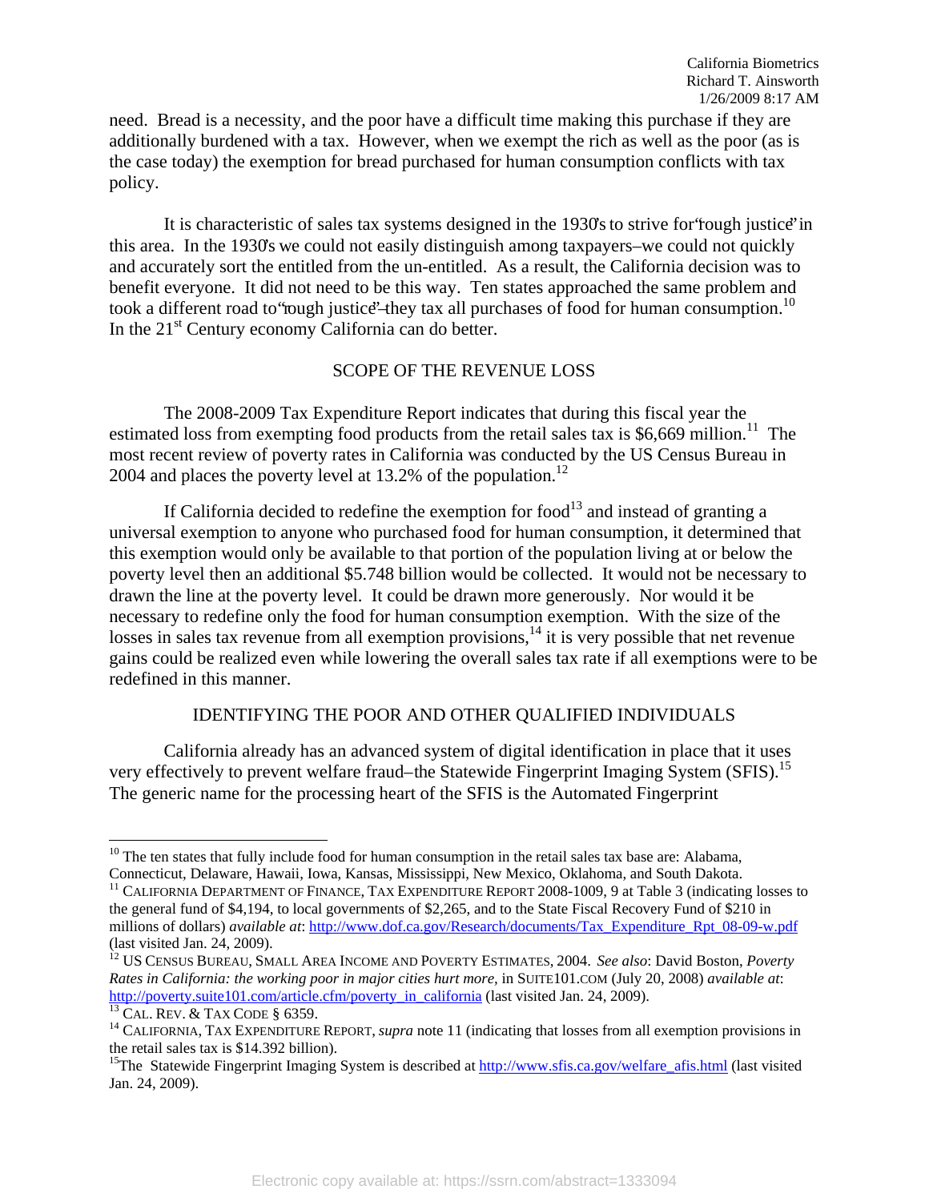need. Bread is a necessity, and the poor have a difficult time making this purchase if they are additionally burdened with a tax. However, when we exempt the rich as well as the poor (as is the case today) the exemption for bread purchased for human consumption conflicts with tax policy.

It is characteristic of sales tax systems designed in the 1930's to strive for "rough justice" in this area. In the 1930's we could not easily distinguish among taxpayers–we could not quickly and accurately sort the entitled from the un-entitled. As a result, the California decision was to benefit everyone. It did not need to be this way. Ten states approached the same problem and took a different road to "rough justice"–they tax all purchases of food for human consumption.[10] In the 21st Century economy California can do better.

## SCOPE OF THE REVENUE LOSS

The 2008-2009 Tax Expenditure Report indicates that during this fiscal year the estimated loss from exempting food products from the retail sales tax is \$6,669 million.[11] The most recent review of poverty rates in California was conducted by the US Census Bureau in 2004 and places the poverty level at 13.2% of the population.[12]

If California decided to redefine the exemption for food[13] and instead of granting a universal exemption to anyone who purchased food for human consumption, it determined that this exemption would only be available to that portion of the population living at or below the poverty level then an additional \$5.748 billion would be collected. It would not be necessary to drawn the line at the poverty level. It could be drawn more generously. Nor would it be necessary to redefine only the food for human consumption exemption. With the size of the losses in sales tax revenue from all exemption provisions,[14] it is very possible that net revenue gains could be realized even while lowering the overall sales tax rate if all exemptions were to be redefined in this manner.

## IDENTIFYING THE POOR AND OTHER QUALIFIED INDIVIDUALS

California already has an advanced system of digital identification in place that it uses very effectively to prevent welfare fraud–the Statewide Fingerprint Imaging System (SFIS).[15] The generic name for the processing heart of the SFIS is the Automated Fingerprint

---

[10] The ten states that fully include food for human consumption in the retail sales tax base are: Alabama, Connecticut, Delaware, Hawaii, Iowa, Kansas, Mississippi, New Mexico, Oklahoma, and South Dakota.

[11] CALIFORNIA DEPARTMENT OF FINANCE, TAX EXPENDITURE REPORT 2008-1009, 9 at Table 3 (indicating losses to the general fund of \$4,194, to local governments of \$2,265, and to the State Fiscal Recovery Fund of \$210 in millions of dollars) *available at*: http://www.dof.ca.gov/Research/documents/Tax_Expenditure_Rpt_08-09-w.pdf (last visited Jan. 24, 2009).

[12] US CENSUS BUREAU, SMALL AREA INCOME AND POVERTY ESTIMATES, 2004. *See also*: David Boston, *Poverty Rates in California: the working poor in major cities hurt more*, in SUITE101.COM (July 20, 2008) *available at*: http://poverty.suite101.com/article.cfm/poverty_in_california (last visited Jan. 24, 2009).

[13] CAL. REV. & TAX CODE § 6359.

[14] CALIFORNIA, TAX EXPENDITURE REPORT, *supra* note 11 (indicating that losses from all exemption provisions in the retail sales tax is \$14.392 billion).

[15] The Statewide Fingerprint Imaging System is described at http://www.sfis.ca.gov/welfare_afis.html (last visited Jan. 24, 2009).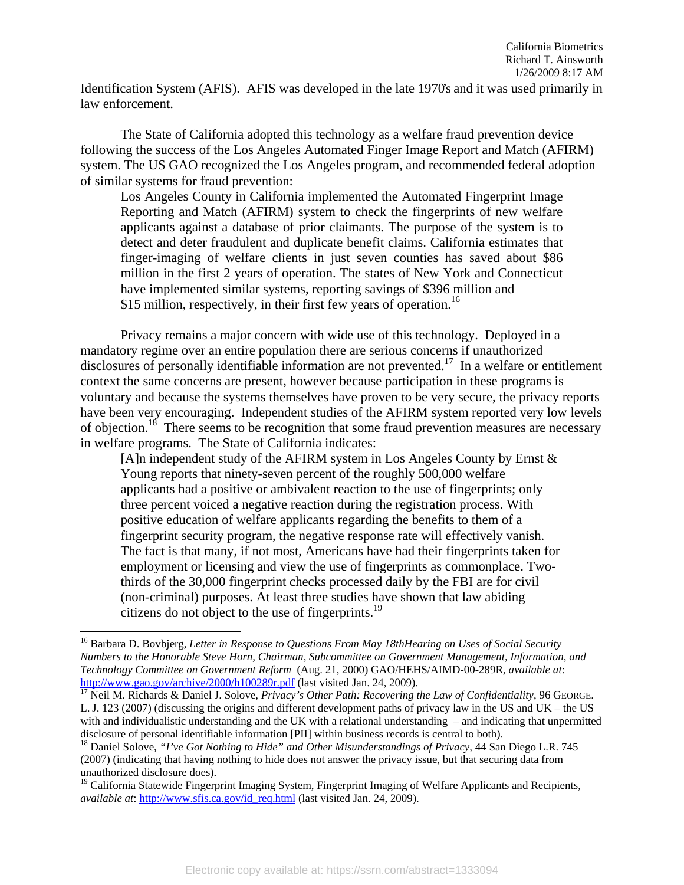Identification System (AFIS). AFIS was developed in the late 1970's and it was used primarily in law enforcement.

The State of California adopted this technology as a welfare fraud prevention device following the success of the Los Angeles Automated Finger Image Report and Match (AFIRM) system. The US GAO recognized the Los Angeles program, and recommended federal adoption of similar systems for fraud prevention:

> Los Angeles County in California implemented the Automated Fingerprint Image Reporting and Match (AFIRM) system to check the fingerprints of new welfare applicants against a database of prior claimants. The purpose of the system is to detect and deter fraudulent and duplicate benefit claims. California estimates that finger-imaging of welfare clients in just seven counties has saved about $86 million in the first 2 years of operation. The states of New York and Connecticut have implemented similar systems, reporting savings of $396 million and $15 million, respectively, in their first few years of operation.[16]

Privacy remains a major concern with wide use of this technology. Deployed in a mandatory regime over an entire population there are serious concerns if unauthorized disclosures of personally identifiable information are not prevented.[17] In a welfare or entitlement context the same concerns are present, however because participation in these programs is voluntary and because the systems themselves have proven to be very secure, the privacy reports have been very encouraging. Independent studies of the AFIRM system reported very low levels of objection.[18] There seems to be recognition that some fraud prevention measures are necessary in welfare programs. The State of California indicates:

> [A]n independent study of the AFIRM system in Los Angeles County by Ernst & Young reports that ninety-seven percent of the roughly 500,000 welfare applicants had a positive or ambivalent reaction to the use of fingerprints; only three percent voiced a negative reaction during the registration process. With positive education of welfare applicants regarding the benefits to them of a fingerprint security program, the negative response rate will effectively vanish. The fact is that many, if not most, Americans have had their fingerprints taken for employment or licensing and view the use of fingerprints as commonplace. Two-thirds of the 30,000 fingerprint checks processed daily by the FBI are for civil (non-criminal) purposes. At least three studies have shown that law abiding citizens do not object to the use of fingerprints.[19]

---

[16] Barbara D. Bovbjerg, *Letter in Response to Questions From May 18thHearing on Uses of Social Security Numbers to the Honorable Steve Horn, Chairman, Subcommittee on Government Management, Information, and Technology Committee on Government Reform* (Aug. 21, 2000) GAO/HEHS/AIMD-00-289R, *available at*: http://www.gao.gov/archive/2000/h100289r.pdf (last visited Jan. 24, 2009).

[17] Neil M. Richards & Daniel J. Solove, *Privacy's Other Path: Recovering the Law of Confidentiality*, 96 GEORGE. L. J. 123 (2007) (discussing the origins and different development paths of privacy law in the US and UK – the US with and individualistic understanding and the UK with a relational understanding – and indicating that unpermitted disclosure of personal identifiable information [PII] within business records is central to both).

[18] Daniel Solove, *"I've Got Nothing to Hide" and Other Misunderstandings of Privacy*, 44 San Diego L.R. 745 (2007) (indicating that having nothing to hide does not answer the privacy issue, but that securing data from unauthorized disclosure does).

[19] California Statewide Fingerprint Imaging System, Fingerprint Imaging of Welfare Applicants and Recipients, *available at*: http://www.sfis.ca.gov/id_req.html (last visited Jan. 24, 2009).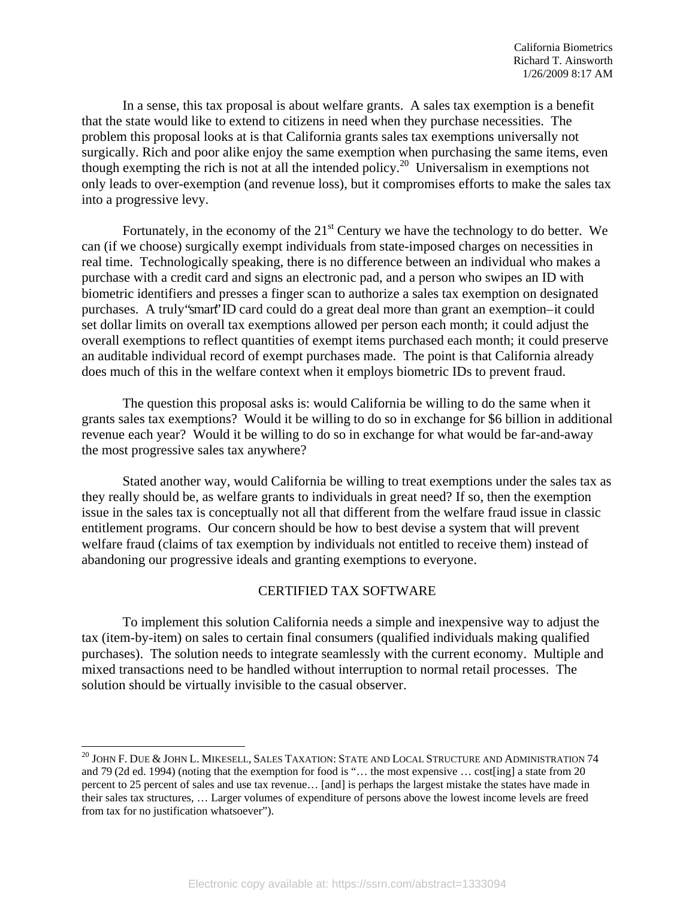In a sense, this tax proposal is about welfare grants. A sales tax exemption is a benefit that the state would like to extend to citizens in need when they purchase necessities. The problem this proposal looks at is that California grants sales tax exemptions universally not surgically. Rich and poor alike enjoy the same exemption when purchasing the same items, even though exempting the rich is not at all the intended policy.[20] Universalism in exemptions not only leads to over-exemption (and revenue loss), but it compromises efforts to make the sales tax into a progressive levy.

Fortunately, in the economy of the 21[st] Century we have the technology to do better. We can (if we choose) surgically exempt individuals from state-imposed charges on necessities in real time. Technologically speaking, there is no difference between an individual who makes a purchase with a credit card and signs an electronic pad, and a person who swipes an ID with biometric identifiers and presses a finger scan to authorize a sales tax exemption on designated purchases. A truly "smart" ID card could do a great deal more than grant an exemption–it could set dollar limits on overall tax exemptions allowed per person each month; it could adjust the overall exemptions to reflect quantities of exempt items purchased each month; it could preserve an auditable individual record of exempt purchases made. The point is that California already does much of this in the welfare context when it employs biometric IDs to prevent fraud.

The question this proposal asks is: would California be willing to do the same when it grants sales tax exemptions? Would it be willing to do so in exchange for $6 billion in additional revenue each year? Would it be willing to do so in exchange for what would be far-and-away the most progressive sales tax anywhere?

Stated another way, would California be willing to treat exemptions under the sales tax as they really should be, as welfare grants to individuals in great need? If so, then the exemption issue in the sales tax is conceptually not all that different from the welfare fraud issue in classic entitlement programs. Our concern should be how to best devise a system that will prevent welfare fraud (claims of tax exemption by individuals not entitled to receive them) instead of abandoning our progressive ideals and granting exemptions to everyone.

## CERTIFIED TAX SOFTWARE

To implement this solution California needs a simple and inexpensive way to adjust the tax (item-by-item) on sales to certain final consumers (qualified individuals making qualified purchases). The solution needs to integrate seamlessly with the current economy. Multiple and mixed transactions need to be handled without interruption to normal retail processes. The solution should be virtually invisible to the casual observer.

---

[20] JOHN F. DUE & JOHN L. MIKESELL, SALES TAXATION: STATE AND LOCAL STRUCTURE AND ADMINISTRATION 74 and 79 (2d ed. 1994) (noting that the exemption for food is "… the most expensive … cost[ing] a state from 20 percent to 25 percent of sales and use tax revenue… [and] is perhaps the largest mistake the states have made in their sales tax structures, … Larger volumes of expenditure of persons above the lowest income levels are freed from tax for no justification whatsoever").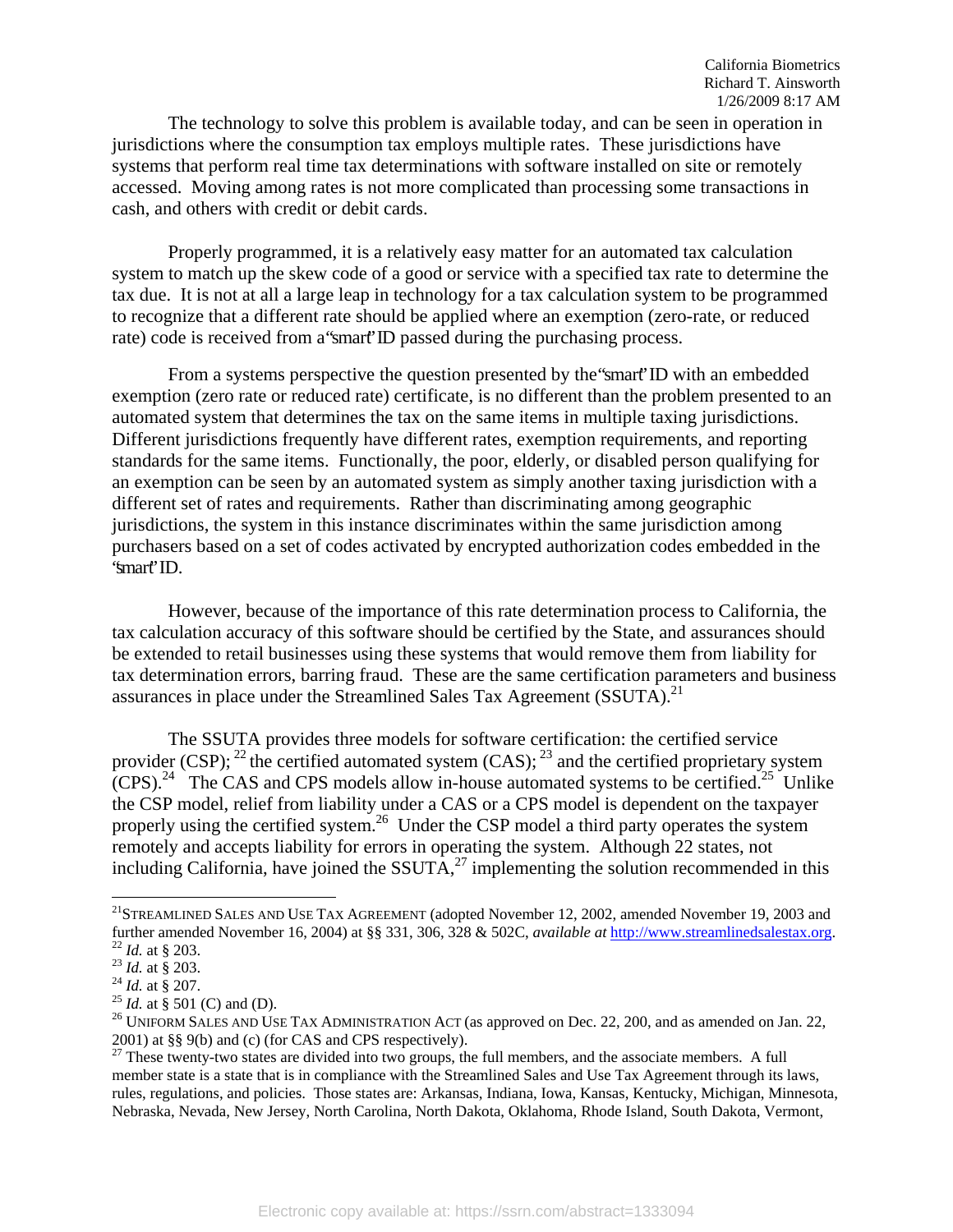The technology to solve this problem is available today, and can be seen in operation in jurisdictions where the consumption tax employs multiple rates. These jurisdictions have systems that perform real time tax determinations with software installed on site or remotely accessed. Moving among rates is not more complicated than processing some transactions in cash, and others with credit or debit cards.

Properly programmed, it is a relatively easy matter for an automated tax calculation system to match up the skew code of a good or service with a specified tax rate to determine the tax due. It is not at all a large leap in technology for a tax calculation system to be programmed to recognize that a different rate should be applied where an exemption (zero-rate, or reduced rate) code is received from a "smart" ID passed during the purchasing process.

From a systems perspective the question presented by the "smart" ID with an embedded exemption (zero rate or reduced rate) certificate, is no different than the problem presented to an automated system that determines the tax on the same items in multiple taxing jurisdictions. Different jurisdictions frequently have different rates, exemption requirements, and reporting standards for the same items. Functionally, the poor, elderly, or disabled person qualifying for an exemption can be seen by an automated system as simply another taxing jurisdiction with a different set of rates and requirements. Rather than discriminating among geographic jurisdictions, the system in this instance discriminates within the same jurisdiction among purchasers based on a set of codes activated by encrypted authorization codes embedded in the "smart" ID.

However, because of the importance of this rate determination process to California, the tax calculation accuracy of this software should be certified by the State, and assurances should be extended to retail businesses using these systems that would remove them from liability for tax determination errors, barring fraud. These are the same certification parameters and business assurances in place under the Streamlined Sales Tax Agreement (SSUTA).[21]

The SSUTA provides three models for software certification: the certified service provider (CSP);[22] the certified automated system (CAS);[23] and the certified proprietary system (CPS).[24] The CAS and CPS models allow in-house automated systems to be certified.[25] Unlike the CSP model, relief from liability under a CAS or a CPS model is dependent on the taxpayer properly using the certified system.[26] Under the CSP model a third party operates the system remotely and accepts liability for errors in operating the system. Although 22 states, not including California, have joined the SSUTA,[27] implementing the solution recommended in this

---

[21] STREAMLINED SALES AND USE TAX AGREEMENT (adopted November 12, 2002, amended November 19, 2003 and further amended November 16, 2004) at §§ 331, 306, 328 & 502C, *available at* http://www.streamlinedsalestax.org.

[22] *Id.* at § 203.

[23] *Id.* at § 203.

[24] *Id.* at § 207.

[25] *Id.* at § 501 (C) and (D).

[26] UNIFORM SALES AND USE TAX ADMINISTRATION ACT (as approved on Dec. 22, 200, and as amended on Jan. 22, 2001) at §§ 9(b) and (c) (for CAS and CPS respectively).

[27] These twenty-two states are divided into two groups, the full members, and the associate members. A full member state is a state that is in compliance with the Streamlined Sales and Use Tax Agreement through its laws, rules, regulations, and policies. Those states are: Arkansas, Indiana, Iowa, Kansas, Kentucky, Michigan, Minnesota, Nebraska, Nevada, New Jersey, North Carolina, North Dakota, Oklahoma, Rhode Island, South Dakota, Vermont,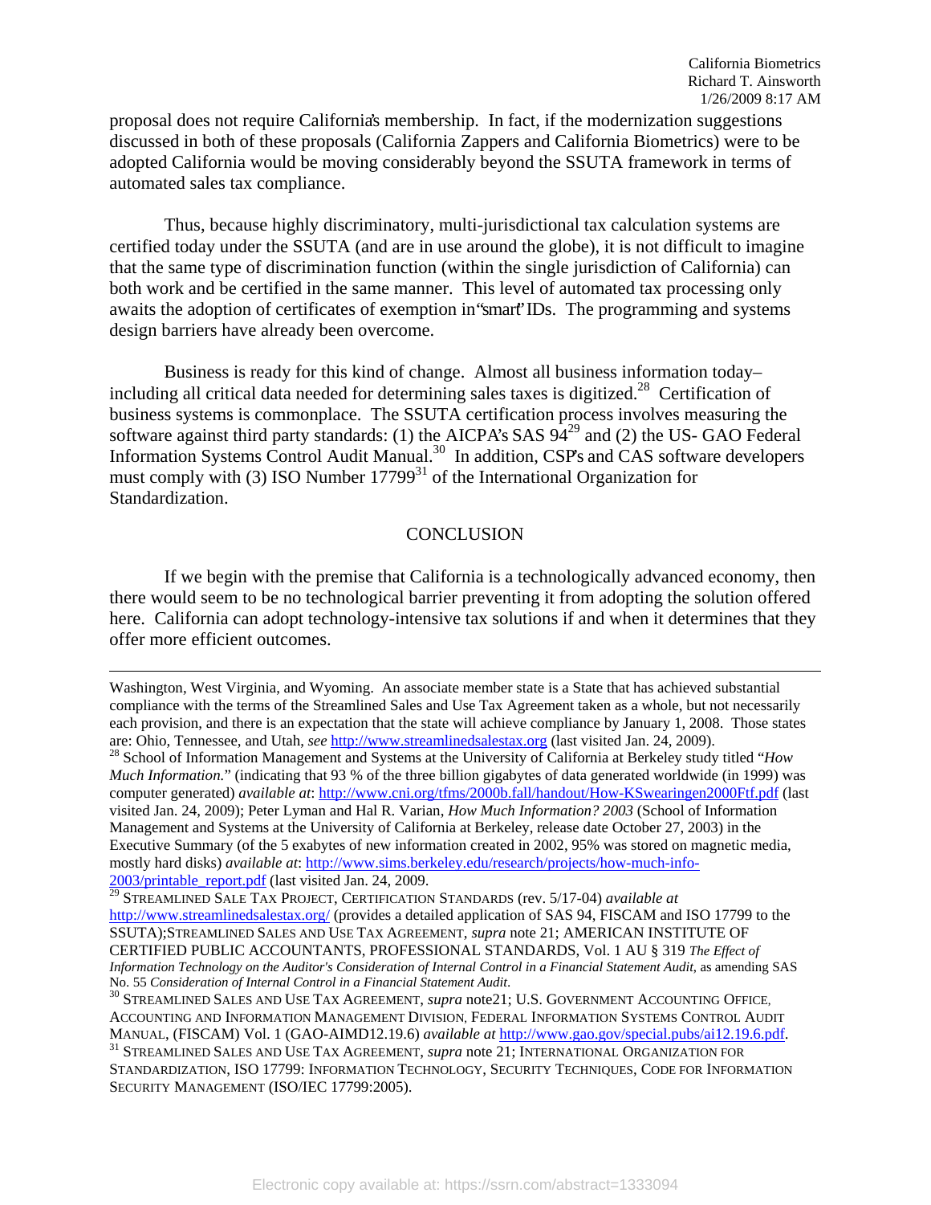proposal does not require California's membership. In fact, if the modernization suggestions discussed in both of these proposals (California Zappers and California Biometrics) were to be adopted California would be moving considerably beyond the SSUTA framework in terms of automated sales tax compliance.

Thus, because highly discriminatory, multi-jurisdictional tax calculation systems are certified today under the SSUTA (and are in use around the globe), it is not difficult to imagine that the same type of discrimination function (within the single jurisdiction of California) can both work and be certified in the same manner. This level of automated tax processing only awaits the adoption of certificates of exemption in "smart" IDs. The programming and systems design barriers have already been overcome.

Business is ready for this kind of change. Almost all business information today– including all critical data needed for determining sales taxes is digitized.[28] Certification of business systems is commonplace. The SSUTA certification process involves measuring the software against third party standards: (1) the AICPA's SAS 94[29] and (2) the US- GAO Federal Information Systems Control Audit Manual.[30] In addition, CSP's and CAS software developers must comply with (3) ISO Number 17799[31] of the International Organization for Standardization.

## CONCLUSION

If we begin with the premise that California is a technologically advanced economy, then there would seem to be no technological barrier preventing it from adopting the solution offered here. California can adopt technology-intensive tax solutions if and when it determines that they offer more efficient outcomes.

---

Washington, West Virginia, and Wyoming. An associate member state is a State that has achieved substantial compliance with the terms of the Streamlined Sales and Use Tax Agreement taken as a whole, but not necessarily each provision, and there is an expectation that the state will achieve compliance by January 1, 2008. Those states are: Ohio, Tennessee, and Utah, *see* http://www.streamlinedsalestax.org (last visited Jan. 24, 2009).

[28] School of Information Management and Systems at the University of California at Berkeley study titled "*How Much Information.*" (indicating that 93 % of the three billion gigabytes of data generated worldwide (in 1999) was computer generated) *available at*: http://www.cni.org/tfms/2000b.fall/handout/How-KSwearingen2000Ftf.pdf (last visited Jan. 24, 2009); Peter Lyman and Hal R. Varian, *How Much Information? 2003* (School of Information Management and Systems at the University of California at Berkeley, release date October 27, 2003) in the Executive Summary (of the 5 exabytes of new information created in 2002, 95% was stored on magnetic media, mostly hard disks) *available at*: http://www.sims.berkeley.edu/research/projects/how-much-info-2003/printable_report.pdf (last visited Jan. 24, 2009.

[29] STREAMLINED SALE TAX PROJECT, CERTIFICATION STANDARDS (rev. 5/17-04) *available at* http://www.streamlinedsalestax.org/ (provides a detailed application of SAS 94, FISCAM and ISO 17799 to the SSUTA);STREAMLINED SALES AND USE TAX AGREEMENT, *supra* note 21; AMERICAN INSTITUTE OF CERTIFIED PUBLIC ACCOUNTANTS, PROFESSIONAL STANDARDS, Vol. 1 AU § 319 *The Effect of Information Technology on the Auditor's Consideration of Internal Control in a Financial Statement Audit*, as amending SAS No. 55 *Consideration of Internal Control in a Financial Statement Audit*.

[30] STREAMLINED SALES AND USE TAX AGREEMENT, *supra* note21; U.S. GOVERNMENT ACCOUNTING OFFICE, ACCOUNTING AND INFORMATION MANAGEMENT DIVISION, FEDERAL INFORMATION SYSTEMS CONTROL AUDIT MANUAL, (FISCAM) Vol. 1 (GAO-AIMD12.19.6) *available at* http://www.gao.gov/special.pubs/ai12.19.6.pdf.

[31] STREAMLINED SALES AND USE TAX AGREEMENT, *supra* note 21; INTERNATIONAL ORGANIZATION FOR STANDARDIZATION, ISO 17799: INFORMATION TECHNOLOGY, SECURITY TECHNIQUES, CODE FOR INFORMATION SECURITY MANAGEMENT (ISO/IEC 17799:2005).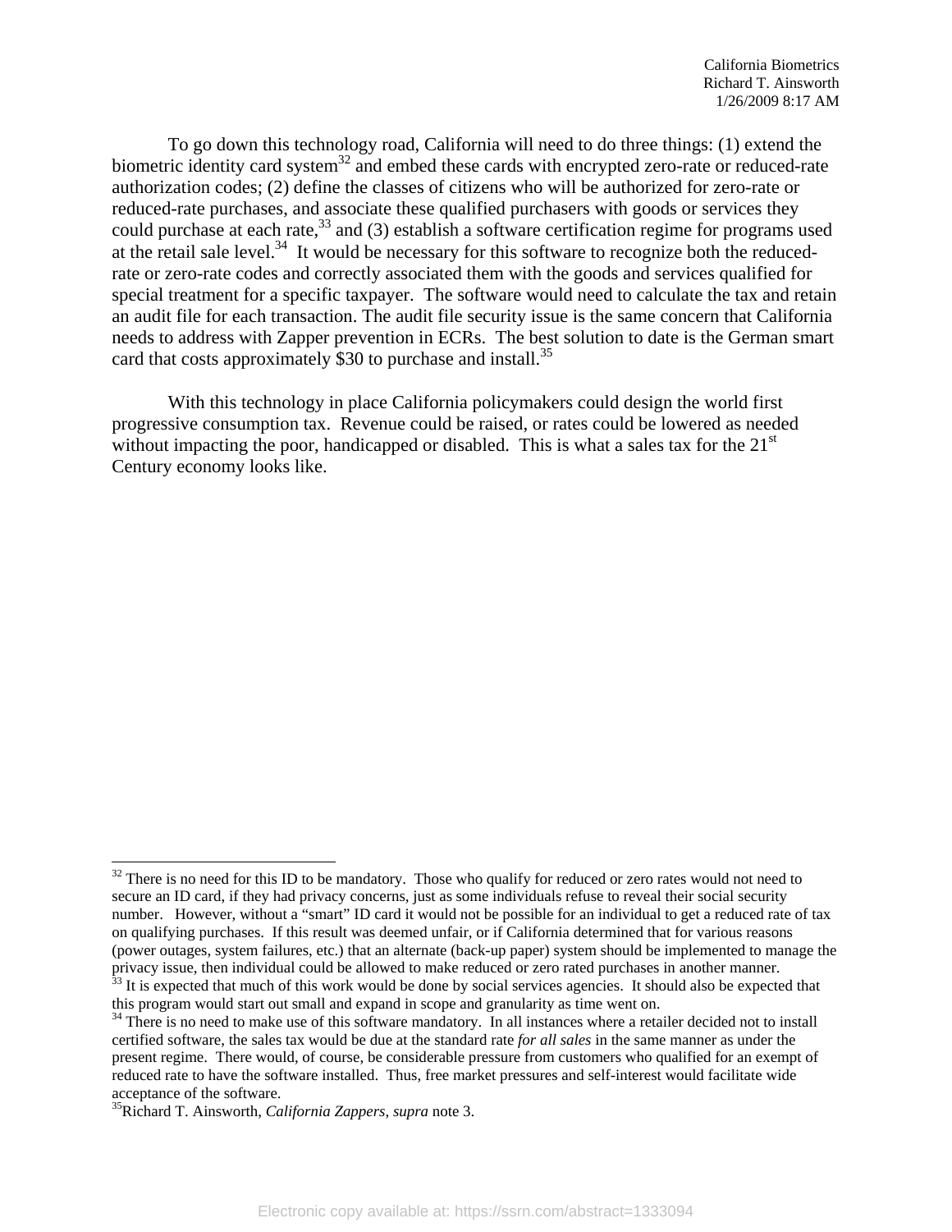To go down this technology road, California will need to do three things: (1) extend the biometric identity card system[32] and embed these cards with encrypted zero-rate or reduced-rate authorization codes; (2) define the classes of citizens who will be authorized for zero-rate or reduced-rate purchases, and associate these qualified purchasers with goods or services they could purchase at each rate,[33] and (3) establish a software certification regime for programs used at the retail sale level.[34] It would be necessary for this software to recognize both the reduced-rate or zero-rate codes and correctly associated them with the goods and services qualified for special treatment for a specific taxpayer. The software would need to calculate the tax and retain an audit file for each transaction. The audit file security issue is the same concern that California needs to address with Zapper prevention in ECRs. The best solution to date is the German smart card that costs approximately $30 to purchase and install.[35]

With this technology in place California policymakers could design the world first progressive consumption tax. Revenue could be raised, or rates could be lowered as needed without impacting the poor, handicapped or disabled. This is what a sales tax for the 21st Century economy looks like.

---

[32] There is no need for this ID to be mandatory. Those who qualify for reduced or zero rates would not need to secure an ID card, if they had privacy concerns, just as some individuals refuse to reveal their social security number. However, without a "smart" ID card it would not be possible for an individual to get a reduced rate of tax on qualifying purchases. If this result was deemed unfair, or if California determined that for various reasons (power outages, system failures, etc.) that an alternate (back-up paper) system should be implemented to manage the privacy issue, then individual could be allowed to make reduced or zero rated purchases in another manner.

[33] It is expected that much of this work would be done by social services agencies. It should also be expected that this program would start out small and expand in scope and granularity as time went on.

[34] There is no need to make use of this software mandatory. In all instances where a retailer decided not to install certified software, the sales tax would be due at the standard rate *for all sales* in the same manner as under the present regime. There would, of course, be considerable pressure from customers who qualified for an exempt of reduced rate to have the software installed. Thus, free market pressures and self-interest would facilitate wide acceptance of the software.

[35] Richard T. Ainsworth, *California Zappers*, *supra* note 3.